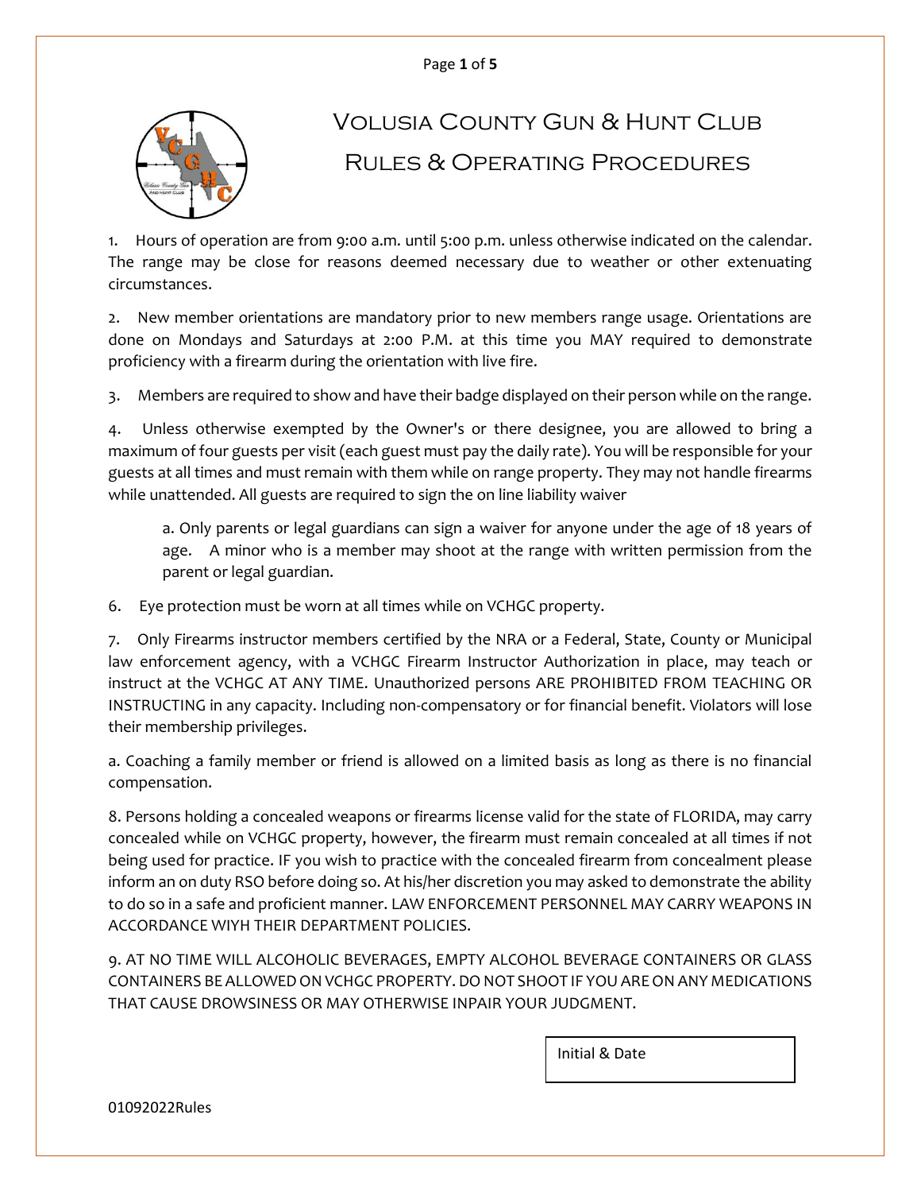# Volusia County Gun & Hunt Club

## Rules & Operating Procedures

1. Hours of operation are from 9:00 a.m. until 5:00 p.m. unless otherwise indicated on the calendar. The range may be close for reasons deemed necessary due to weather or other extenuating circumstances.

2. New member orientations are mandatory prior to new members range usage. Orientations are done on Mondays and Saturdays at 2:00 P.M. at this time you MAY required to demonstrate proficiency with a firearm during the orientation with live fire.

3. Members are required to show and have their badge displayed on their person while on the range.

4. Unless otherwise exempted by the Owner's or there designee, you are allowed to bring a maximum of four guests per visit (each guest must pay the daily rate). You will be responsible for your guests at all times and must remain with them while on range property. They may not handle firearms while unattended. All guests are required to sign the on line liability waiver

    a. Only parents or legal guardians can sign a waiver for anyone under the age of 18 years of age. A minor who is a member may shoot at the range with written permission from the parent or legal guardian.

6. Eye protection must be worn at all times while on VCHGC property.

7. Only Firearms instructor members certified by the NRA or a Federal, State, County or Municipal law enforcement agency, with a VCHGC Firearm Instructor Authorization in place, may teach or instruct at the VCHGC AT ANY TIME. Unauthorized persons ARE PROHIBITED FROM TEACHING OR INSTRUCTING in any capacity. Including non-compensatory or for financial benefit. Violators will lose their membership privileges.

a. Coaching a family member or friend is allowed on a limited basis as long as there is no financial compensation.

8. Persons holding a concealed weapons or firearms license valid for the state of FLORIDA, may carry concealed while on VCHGC property, however, the firearm must remain concealed at all times if not being used for practice. IF you wish to practice with the concealed firearm from concealment please inform an on duty RSO before doing so. At his/her discretion you may asked to demonstrate the ability to do so in a safe and proficient manner. LAW ENFORCEMENT PERSONNEL MAY CARRY WEAPONS IN ACCORDANCE WIYH THEIR DEPARTMENT POLICIES.

9. AT NO TIME WILL ALCOHOLIC BEVERAGES, EMPTY ALCOHOL BEVERAGE CONTAINERS OR GLASS CONTAINERS BE ALLOWED ON VCHGC PROPERTY. DO NOT SHOOT IF YOU ARE ON ANY MEDICATIONS THAT CAUSE DROWSINESS OR MAY OTHERWISE INPAIR YOUR JUDGMENT.

Initial & Date

01092022Rules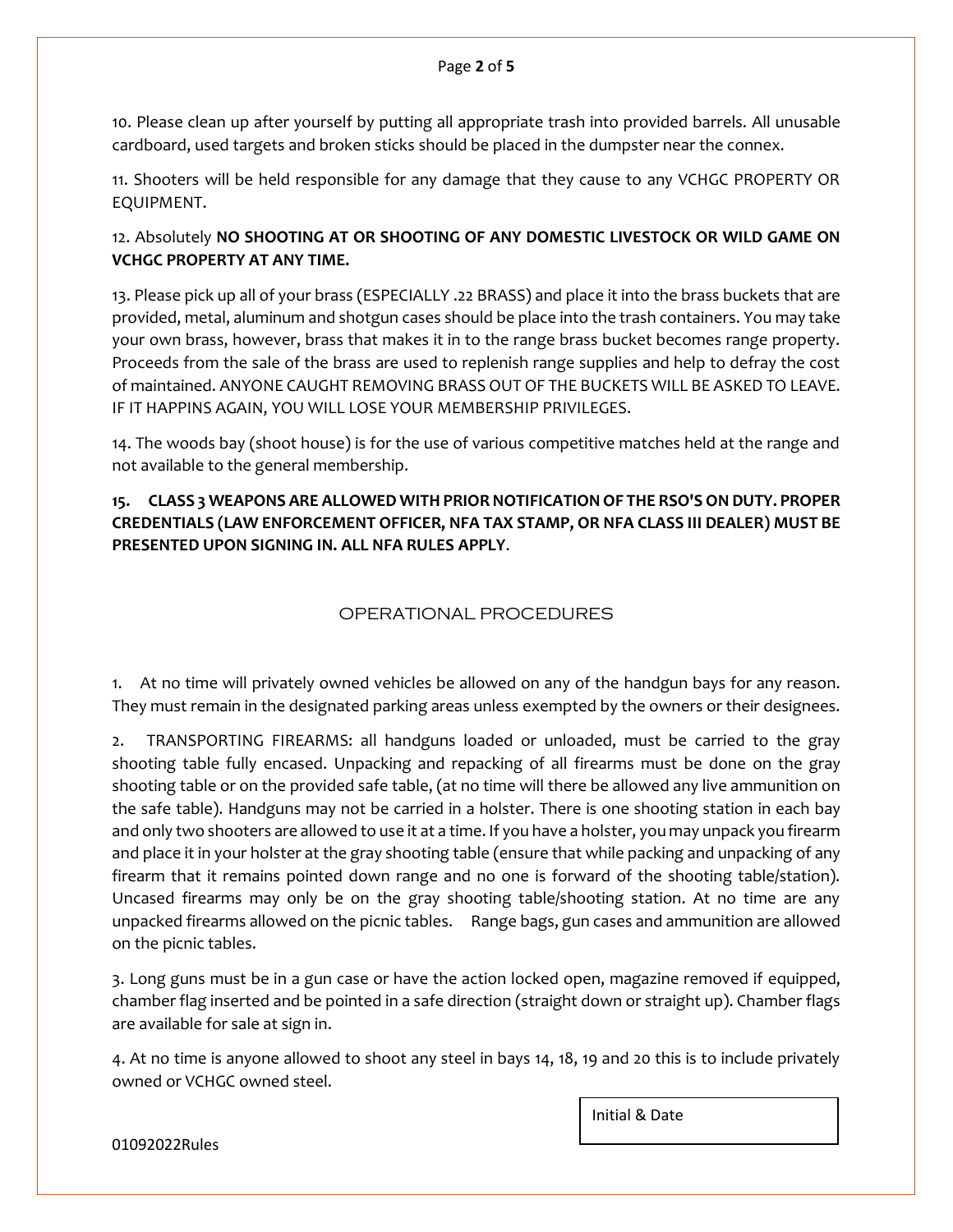10. Please clean up after yourself by putting all appropriate trash into provided barrels. All unusable cardboard, used targets and broken sticks should be placed in the dumpster near the connex.

11. Shooters will be held responsible for any damage that they cause to any VCHGC PROPERTY OR EQUIPMENT.

12. Absolutely **NO SHOOTING AT OR SHOOTING OF ANY DOMESTIC LIVESTOCK OR WILD GAME ON VCHGC PROPERTY AT ANY TIME.**

13. Please pick up all of your brass (ESPECIALLY .22 BRASS) and place it into the brass buckets that are provided, metal, aluminum and shotgun cases should be place into the trash containers. You may take your own brass, however, brass that makes it in to the range brass bucket becomes range property. Proceeds from the sale of the brass are used to replenish range supplies and help to defray the cost of maintained. ANYONE CAUGHT REMOVING BRASS OUT OF THE BUCKETS WILL BE ASKED TO LEAVE. IF IT HAPPINS AGAIN, YOU WILL LOSE YOUR MEMBERSHIP PRIVILEGES.

14. The woods bay (shoot house) is for the use of various competitive matches held at the range and not available to the general membership.

**15. CLASS 3 WEAPONS ARE ALLOWED WITH PRIOR NOTIFICATION OF THE RSO'S ON DUTY. PROPER CREDENTIALS (LAW ENFORCEMENT OFFICER, NFA TAX STAMP, OR NFA CLASS III DEALER) MUST BE PRESENTED UPON SIGNING IN. ALL NFA RULES APPLY**.

## OPERATIONAL PROCEDURES

1. At no time will privately owned vehicles be allowed on any of the handgun bays for any reason. They must remain in the designated parking areas unless exempted by the owners or their designees.

2. TRANSPORTING FIREARMS: all handguns loaded or unloaded, must be carried to the gray shooting table fully encased. Unpacking and repacking of all firearms must be done on the gray shooting table or on the provided safe table, (at no time will there be allowed any live ammunition on the safe table). Handguns may not be carried in a holster. There is one shooting station in each bay and only two shooters are allowed to use it at a time. If you have a holster, you may unpack you firearm and place it in your holster at the gray shooting table (ensure that while packing and unpacking of any firearm that it remains pointed down range and no one is forward of the shooting table/station). Uncased firearms may only be on the gray shooting table/shooting station. At no time are any unpacked firearms allowed on the picnic tables. Range bags, gun cases and ammunition are allowed on the picnic tables.

3. Long guns must be in a gun case or have the action locked open, magazine removed if equipped, chamber flag inserted and be pointed in a safe direction (straight down or straight up). Chamber flags are available for sale at sign in.

4. At no time is anyone allowed to shoot any steel in bays 14, 18, 19 and 20 this is to include privately owned or VCHGC owned steel.

Initial & Date

01092022Rules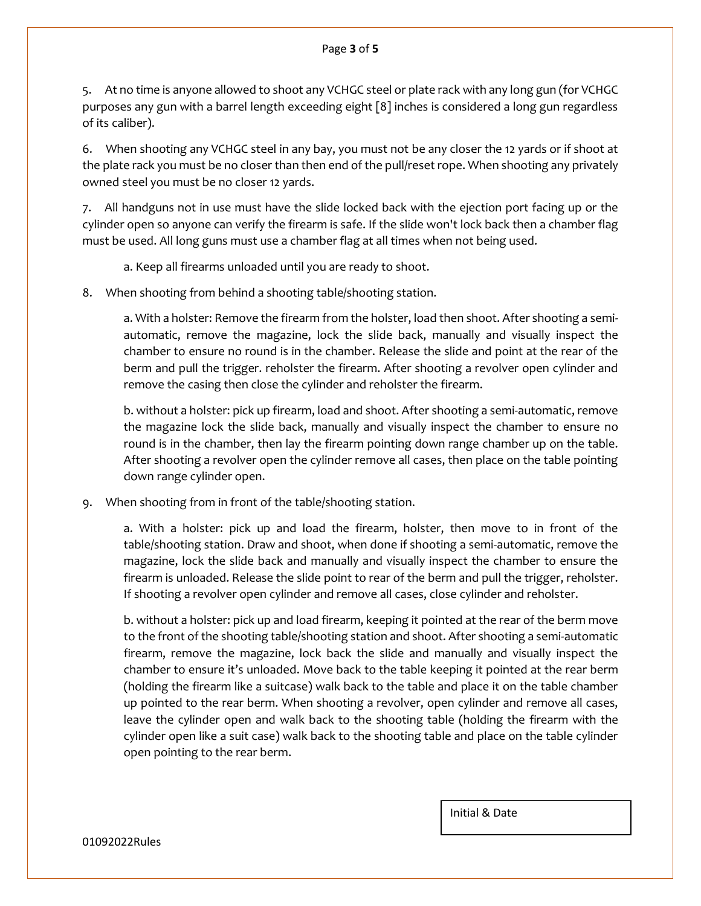5. At no time is anyone allowed to shoot any VCHGC steel or plate rack with any long gun (for VCHGC purposes any gun with a barrel length exceeding eight [8] inches is considered a long gun regardless of its caliber).

6. When shooting any VCHGC steel in any bay, you must not be any closer the 12 yards or if shoot at the plate rack you must be no closer than then end of the pull/reset rope. When shooting any privately owned steel you must be no closer 12 yards.

7. All handguns not in use must have the slide locked back with the ejection port facing up or the cylinder open so anyone can verify the firearm is safe. If the slide won't lock back then a chamber flag must be used. All long guns must use a chamber flag at all times when not being used.

   a. Keep all firearms unloaded until you are ready to shoot.

8. When shooting from behind a shooting table/shooting station.

   a. With a holster: Remove the firearm from the holster, load then shoot. After shooting a semi-automatic, remove the magazine, lock the slide back, manually and visually inspect the chamber to ensure no round is in the chamber. Release the slide and point at the rear of the berm and pull the trigger. reholster the firearm. After shooting a revolver open cylinder and remove the casing then close the cylinder and reholster the firearm.

   b. without a holster: pick up firearm, load and shoot. After shooting a semi-automatic, remove the magazine lock the slide back, manually and visually inspect the chamber to ensure no round is in the chamber, then lay the firearm pointing down range chamber up on the table. After shooting a revolver open the cylinder remove all cases, then place on the table pointing down range cylinder open.

9. When shooting from in front of the table/shooting station.

   a. With a holster: pick up and load the firearm, holster, then move to in front of the table/shooting station. Draw and shoot, when done if shooting a semi-automatic, remove the magazine, lock the slide back and manually and visually inspect the chamber to ensure the firearm is unloaded. Release the slide point to rear of the berm and pull the trigger, reholster. If shooting a revolver open cylinder and remove all cases, close cylinder and reholster.

   b. without a holster: pick up and load firearm, keeping it pointed at the rear of the berm move to the front of the shooting table/shooting station and shoot. After shooting a semi-automatic firearm, remove the magazine, lock back the slide and manually and visually inspect the chamber to ensure it's unloaded. Move back to the table keeping it pointed at the rear berm (holding the firearm like a suitcase) walk back to the table and place it on the table chamber up pointed to the rear berm. When shooting a revolver, open cylinder and remove all cases, leave the cylinder open and walk back to the shooting table (holding the firearm with the cylinder open like a suit case) walk back to the shooting table and place on the table cylinder open pointing to the rear berm.

| Initial & Date |
|---|
| |

01092022Rules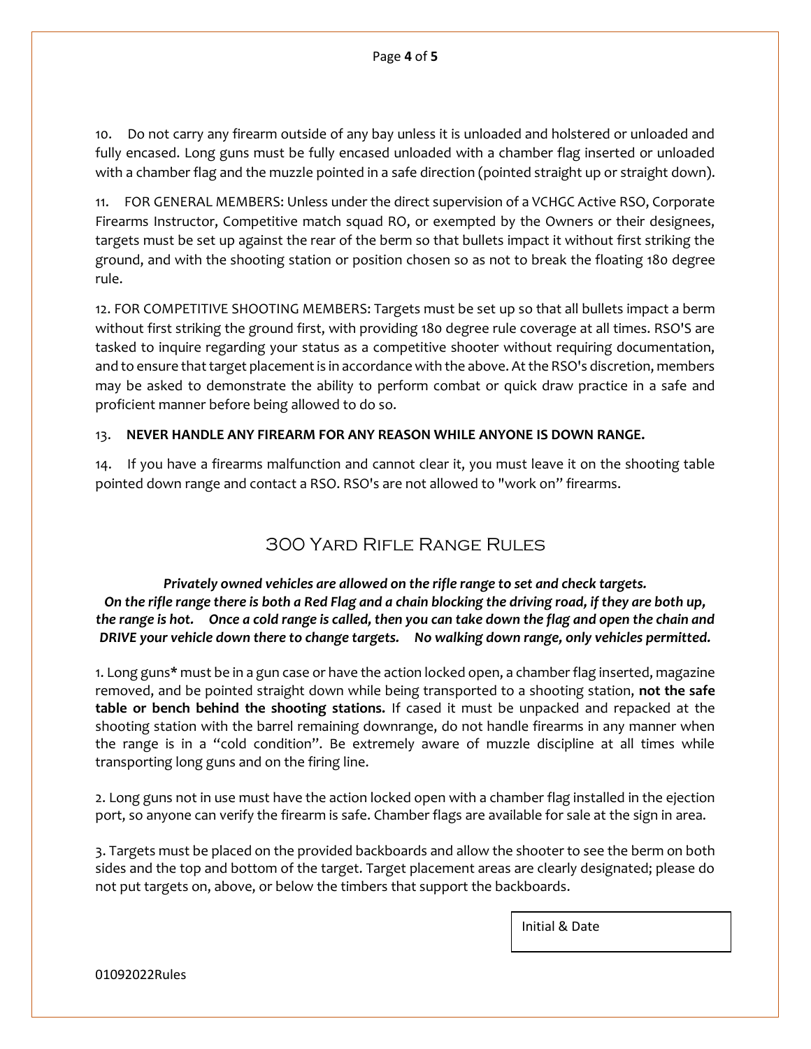10. Do not carry any firearm outside of any bay unless it is unloaded and holstered or unloaded and fully encased. Long guns must be fully encased unloaded with a chamber flag inserted or unloaded with a chamber flag and the muzzle pointed in a safe direction (pointed straight up or straight down).

11. FOR GENERAL MEMBERS: Unless under the direct supervision of a VCHGC Active RSO, Corporate Firearms Instructor, Competitive match squad RO, or exempted by the Owners or their designees, targets must be set up against the rear of the berm so that bullets impact it without first striking the ground, and with the shooting station or position chosen so as not to break the floating 180 degree rule.

12. FOR COMPETITIVE SHOOTING MEMBERS: Targets must be set up so that all bullets impact a berm without first striking the ground first, with providing 180 degree rule coverage at all times. RSO'S are tasked to inquire regarding your status as a competitive shooter without requiring documentation, and to ensure that target placement is in accordance with the above. At the RSO's discretion, members may be asked to demonstrate the ability to perform combat or quick draw practice in a safe and proficient manner before being allowed to do so.

13. **NEVER HANDLE ANY FIREARM FOR ANY REASON WHILE ANYONE IS DOWN RANGE.**

14. If you have a firearms malfunction and cannot clear it, you must leave it on the shooting table pointed down range and contact a RSO. RSO's are not allowed to "work on" firearms.

## 300 Yard Rifle Range Rules

***Privately owned vehicles are allowed on the rifle range to set and check targets.***
***On the rifle range there is both a Red Flag and a chain blocking the driving road, if they are both up, the range is hot. Once a cold range is called, then you can take down the flag and open the chain and DRIVE your vehicle down there to change targets. No walking down range, only vehicles permitted.***

1. Long guns* must be in a gun case or have the action locked open, a chamber flag inserted, magazine removed, and be pointed straight down while being transported to a shooting station, **not the safe table or bench behind the shooting stations.** If cased it must be unpacked and repacked at the shooting station with the barrel remaining downrange, do not handle firearms in any manner when the range is in a "cold condition". Be extremely aware of muzzle discipline at all times while transporting long guns and on the firing line.

2. Long guns not in use must have the action locked open with a chamber flag installed in the ejection port, so anyone can verify the firearm is safe. Chamber flags are available for sale at the sign in area.

3. Targets must be placed on the provided backboards and allow the shooter to see the berm on both sides and the top and bottom of the target. Target placement areas are clearly designated; please do not put targets on, above, or below the timbers that support the backboards.

Initial & Date

01092022Rules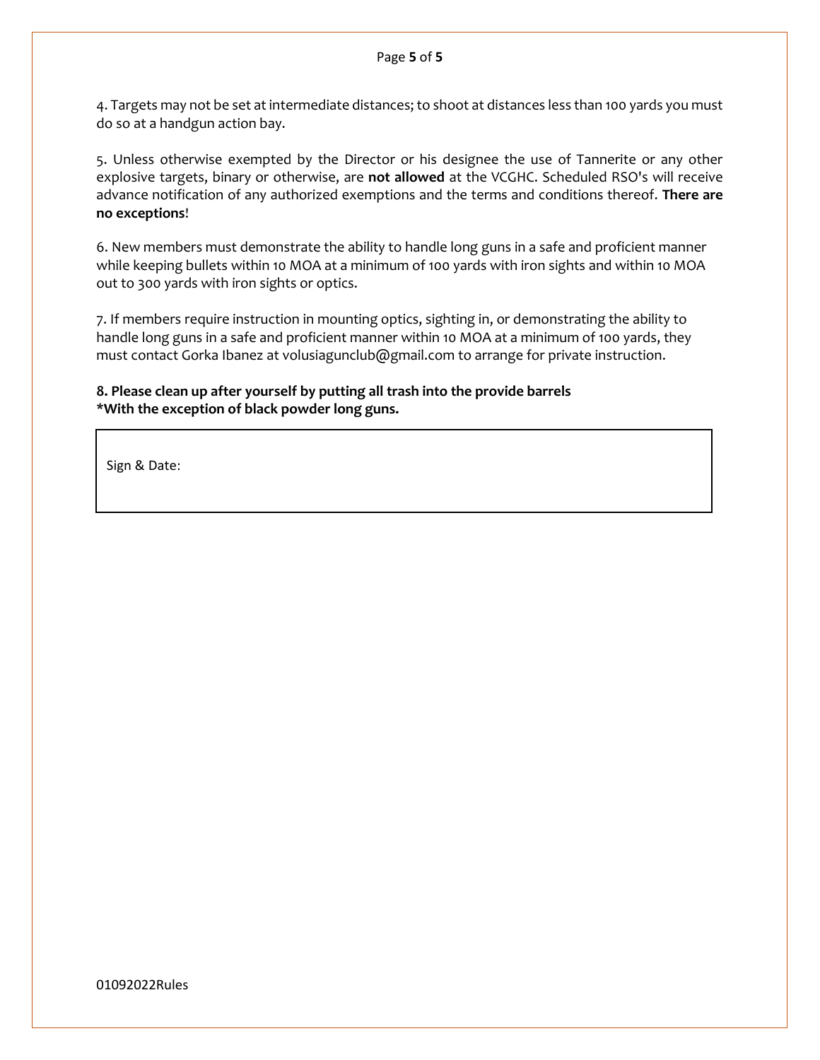4. Targets may not be set at intermediate distances; to shoot at distances less than 100 yards you must do so at a handgun action bay.

5. Unless otherwise exempted by the Director or his designee the use of Tannerite or any other explosive targets, binary or otherwise, are **not allowed** at the VCGHC. Scheduled RSO's will receive advance notification of any authorized exemptions and the terms and conditions thereof. **There are no exceptions**!

6. New members must demonstrate the ability to handle long guns in a safe and proficient manner while keeping bullets within 10 MOA at a minimum of 100 yards with iron sights and within 10 MOA out to 300 yards with iron sights or optics.

7. If members require instruction in mounting optics, sighting in, or demonstrating the ability to handle long guns in a safe and proficient manner within 10 MOA at a minimum of 100 yards, they must contact Gorka Ibanez at volusiagunclub@gmail.com to arrange for private instruction.

**8. Please clean up after yourself by putting all trash into the provide barrels**
***With the exception of black powder long guns.**

Sign & Date:

01092022Rules